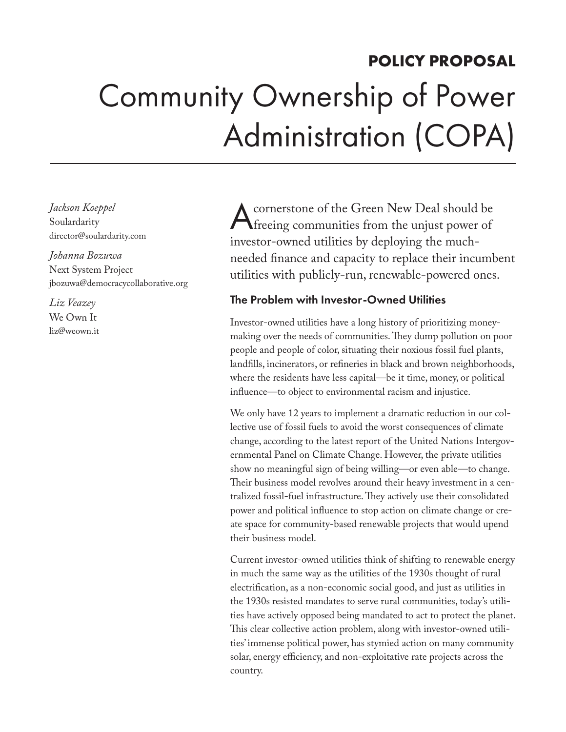**POLICY PROPOSAL**

# Community Ownership of Power Administration (COPA)

*Jackson Koeppel*
Soulardarity
director@soulardarity.com

*Johanna Bozuwa*
Next System Project
jbozuwa@democracycollaborative.org

*Liz Veazey*
We Own It
liz@weown.it

A cornerstone of the Green New Deal should be freeing communities from the unjust power of investor-owned utilities by deploying the much-needed finance and capacity to replace their incumbent utilities with publicly-run, renewable-powered ones.

## The Problem with Investor-Owned Utilities

Investor-owned utilities have a long history of prioritizing money-making over the needs of communities. They dump pollution on poor people and people of color, situating their noxious fossil fuel plants, landfills, incinerators, or refineries in black and brown neighborhoods, where the residents have less capital—be it time, money, or political influence—to object to environmental racism and injustice.

We only have 12 years to implement a dramatic reduction in our collective use of fossil fuels to avoid the worst consequences of climate change, according to the latest report of the United Nations Intergovernmental Panel on Climate Change. However, the private utilities show no meaningful sign of being willing—or even able—to change. Their business model revolves around their heavy investment in a centralized fossil-fuel infrastructure. They actively use their consolidated power and political influence to stop action on climate change or create space for community-based renewable projects that would upend their business model.

Current investor-owned utilities think of shifting to renewable energy in much the same way as the utilities of the 1930s thought of rural electrification, as a non-economic social good, and just as utilities in the 1930s resisted mandates to serve rural communities, today's utilities have actively opposed being mandated to act to protect the planet. This clear collective action problem, along with investor-owned utilities' immense political power, has stymied action on many community solar, energy efficiency, and non-exploitative rate projects across the country.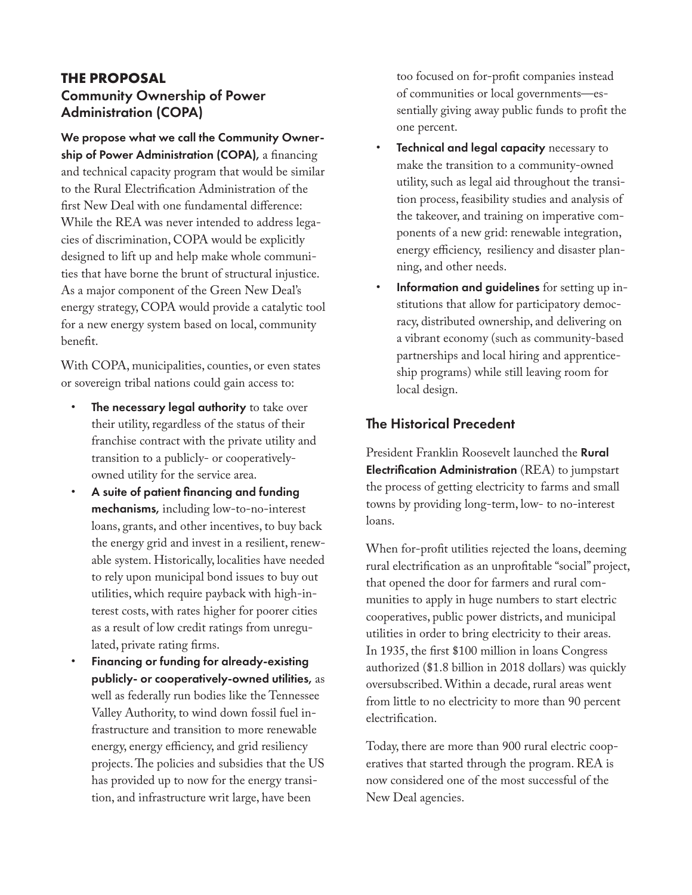## THE PROPOSAL

### Community Ownership of Power Administration (COPA)

**We propose what we call the Community Ownership of Power Administration (COPA),** a financing and technical capacity program that would be similar to the Rural Electrification Administration of the first New Deal with one fundamental difference: While the REA was never intended to address legacies of discrimination, COPA would be explicitly designed to lift up and help make whole communities that have borne the brunt of structural injustice. As a major component of the Green New Deal's energy strategy, COPA would provide a catalytic tool for a new energy system based on local, community benefit.

With COPA, municipalities, counties, or even states or sovereign tribal nations could gain access to:

- **The necessary legal authority** to take over their utility, regardless of the status of their franchise contract with the private utility and transition to a publicly- or cooperatively-owned utility for the service area.
- **A suite of patient financing and funding mechanisms,** including low-to-no-interest loans, grants, and other incentives, to buy back the energy grid and invest in a resilient, renewable system. Historically, localities have needed to rely upon municipal bond issues to buy out utilities, which require payback with high-interest costs, with rates higher for poorer cities as a result of low credit ratings from unregulated, private rating firms.
- **Financing or funding for already-existing publicly- or cooperatively-owned utilities,** as well as federally run bodies like the Tennessee Valley Authority, to wind down fossil fuel infrastructure and transition to more renewable energy, energy efficiency, and grid resiliency projects. The policies and subsidies that the US has provided up to now for the energy transition, and infrastructure writ large, have been too focused on for-profit companies instead of communities or local governments—essentially giving away public funds to profit the one percent.
- **Technical and legal capacity** necessary to make the transition to a community-owned utility, such as legal aid throughout the transition process, feasibility studies and analysis of the takeover, and training on imperative components of a new grid: renewable integration, energy efficiency, resiliency and disaster planning, and other needs.
- **Information and guidelines** for setting up institutions that allow for participatory democracy, distributed ownership, and delivering on a vibrant economy (such as community-based partnerships and local hiring and apprenticeship programs) while still leaving room for local design.

### The Historical Precedent

President Franklin Roosevelt launched the **Rural Electrification Administration** (REA) to jumpstart the process of getting electricity to farms and small towns by providing long-term, low- to no-interest loans.

When for-profit utilities rejected the loans, deeming rural electrification as an unprofitable "social" project, that opened the door for farmers and rural communities to apply in huge numbers to start electric cooperatives, public power districts, and municipal utilities in order to bring electricity to their areas. In 1935, the first $100 million in loans Congress authorized ($1.8 billion in 2018 dollars) was quickly oversubscribed. Within a decade, rural areas went from little to no electricity to more than 90 percent electrification.

Today, there are more than 900 rural electric cooperatives that started through the program. REA is now considered one of the most successful of the New Deal agencies.